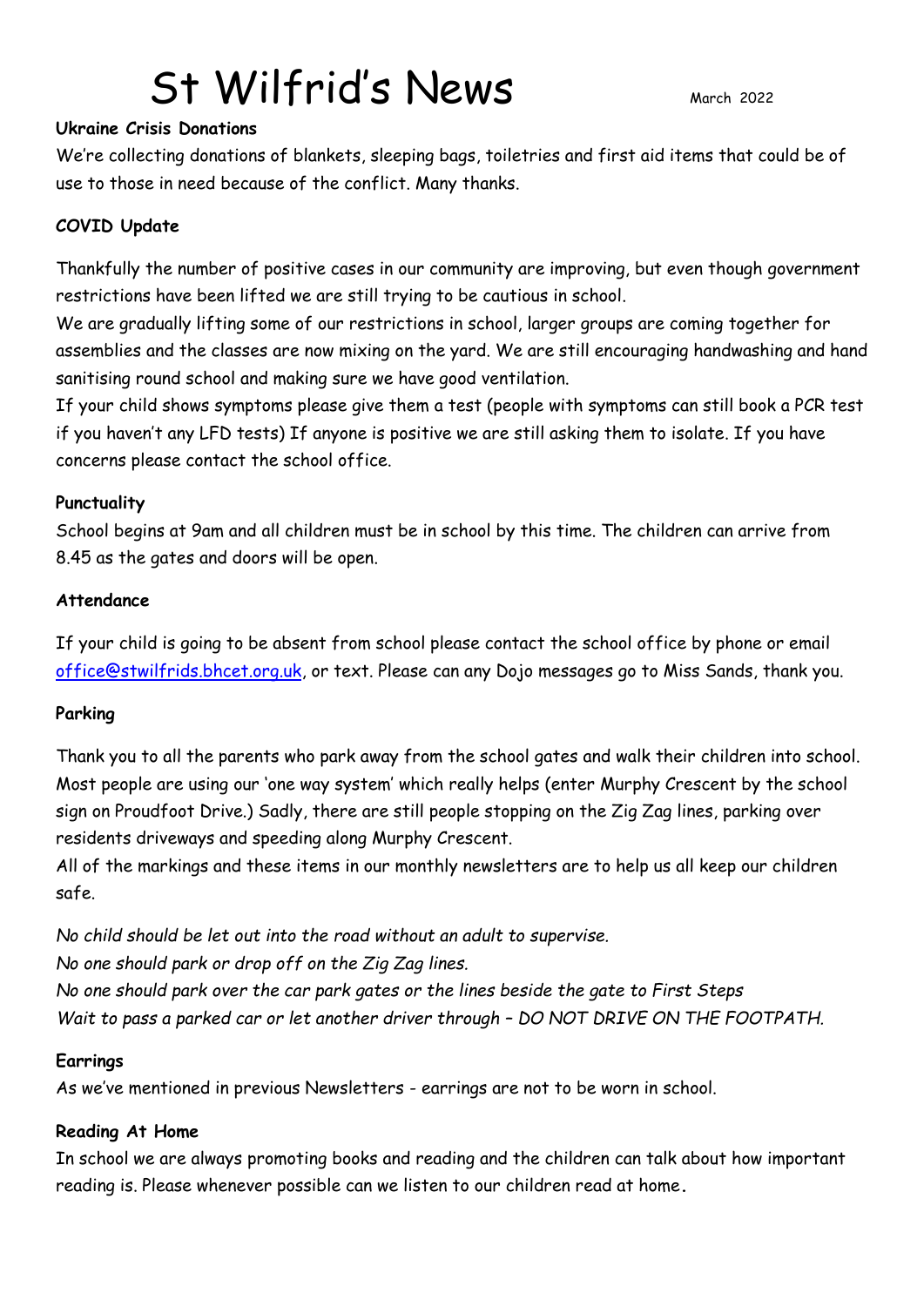# St Wilfrid's News

March 2022

**Ukraine Crisis Donations**

We're collecting donations of blankets, sleeping bags, toiletries and first aid items that could be of use to those in need because of the conflict. Many thanks.

**COVID Update**

Thankfully the number of positive cases in our community are improving, but even though government restrictions have been lifted we are still trying to be cautious in school.

We are gradually lifting some of our restrictions in school, larger groups are coming together for assemblies and the classes are now mixing on the yard. We are still encouraging handwashing and hand sanitising round school and making sure we have good ventilation.

If your child shows symptoms please give them a test (people with symptoms can still book a PCR test if you haven't any LFD tests) If anyone is positive we are still asking them to isolate. If you have concerns please contact the school office.

**Punctuality**

School begins at 9am and all children must be in school by this time. The children can arrive from 8.45 as the gates and doors will be open.

**Attendance**

If your child is going to be absent from school please contact the school office by phone or email office@stwilfrids.bhcet.org.uk, or text. Please can any Dojo messages go to Miss Sands, thank you.

**Parking**

Thank you to all the parents who park away from the school gates and walk their children into school. Most people are using our 'one way system' which really helps (enter Murphy Crescent by the school sign on Proudfoot Drive.) Sadly, there are still people stopping on the Zig Zag lines, parking over residents driveways and speeding along Murphy Crescent.

All of the markings and these items in our monthly newsletters are to help us all keep our children safe.

*No child should be let out into the road without an adult to supervise.*
*No one should park or drop off on the Zig Zag lines.*
*No one should park over the car park gates or the lines beside the gate to First Steps*
*Wait to pass a parked car or let another driver through – DO NOT DRIVE ON THE FOOTPATH.*

**Earrings**

As we've mentioned in previous Newsletters - earrings are not to be worn in school.

**Reading At Home**

In school we are always promoting books and reading and the children can talk about how important reading is. Please whenever possible can we listen to our children read at home.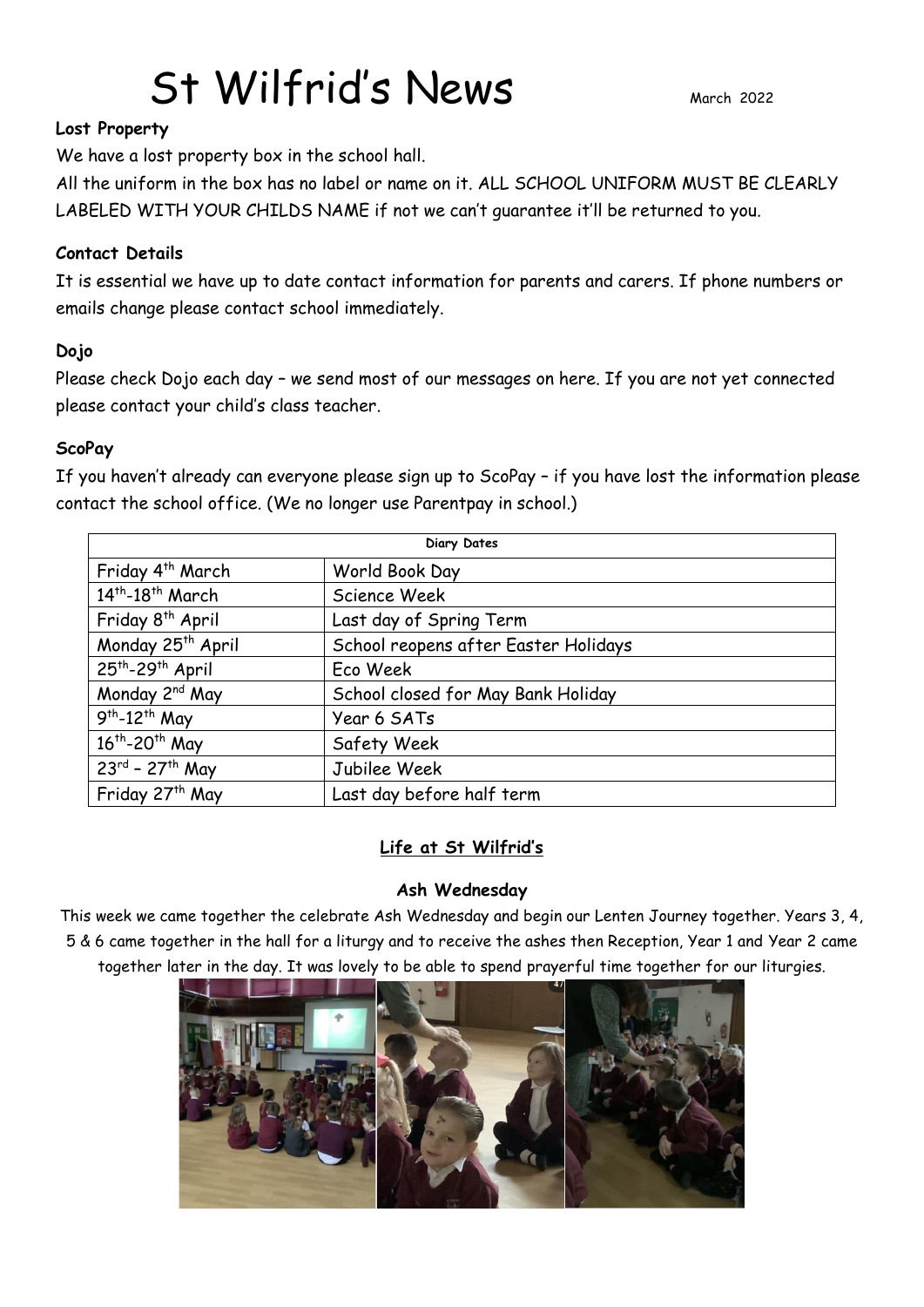# St Wilfrid's News

March 2022

**Lost Property**

We have a lost property box in the school hall.

All the uniform in the box has no label or name on it. ALL SCHOOL UNIFORM MUST BE CLEARLY LABELED WITH YOUR CHILDS NAME if not we can't guarantee it'll be returned to you.

**Contact Details**

It is essential we have up to date contact information for parents and carers. If phone numbers or emails change please contact school immediately.

**Dojo**

Please check Dojo each day – we send most of our messages on here. If you are not yet connected please contact your child's class teacher.

**ScoPay**

If you haven't already can everyone please sign up to ScoPay – if you have lost the information please contact the school office. (We no longer use Parentpay in school.)

| Diary Dates | |
|---|---|
| Friday 4th March | World Book Day |
| 14th-18th March | Science Week |
| Friday 8th April | Last day of Spring Term |
| Monday 25th April | School reopens after Easter Holidays |
| 25th-29th April | Eco Week |
| Monday 2nd May | School closed for May Bank Holiday |
| 9th-12th May | Year 6 SATs |
| 16th-20th May | Safety Week |
| 23rd – 27th May | Jubilee Week |
| Friday 27th May | Last day before half term |

## Life at St Wilfrid's

### Ash Wednesday

This week we came together the celebrate Ash Wednesday and begin our Lenten Journey together. Years 3, 4, 5 & 6 came together in the hall for a liturgy and to receive the ashes then Reception, Year 1 and Year 2 came together later in the day. It was lovely to be able to spend prayerful time together for our liturgies.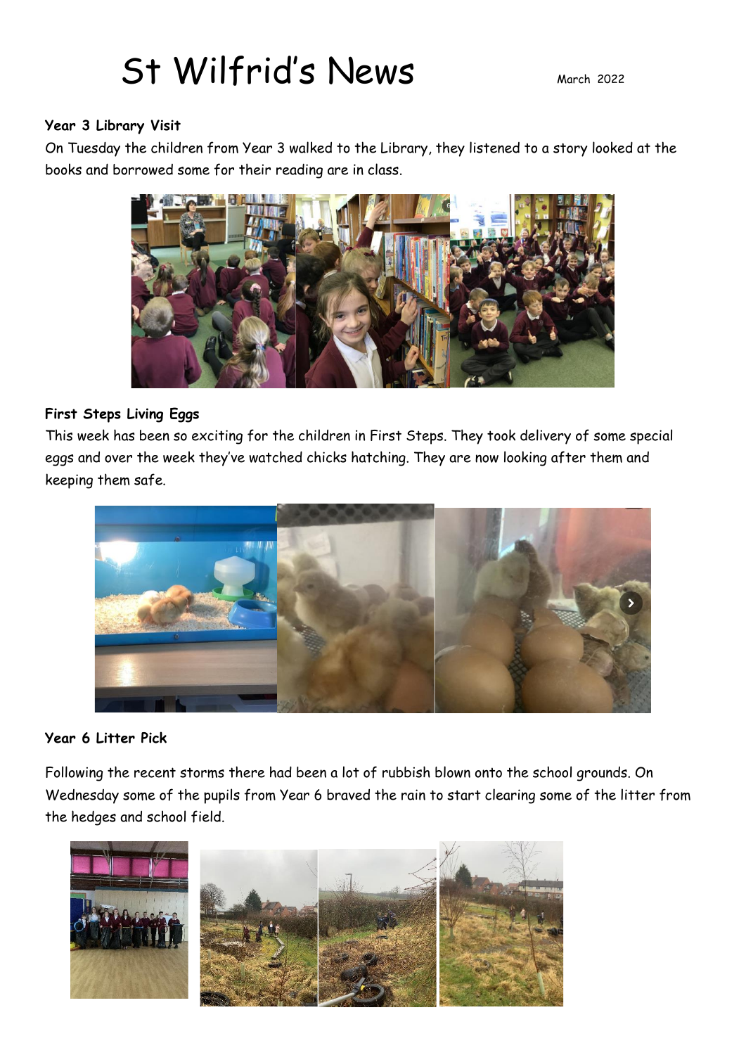# St Wilfrid's News

March 2022

**Year 3 Library Visit**

On Tuesday the children from Year 3 walked to the Library, they listened to a story looked at the books and borrowed some for their reading are in class.

**First Steps Living Eggs**

This week has been so exciting for the children in First Steps. They took delivery of some special eggs and over the week they've watched chicks hatching. They are now looking after them and keeping them safe.

**Year 6 Litter Pick**

Following the recent storms there had been a lot of rubbish blown onto the school grounds. On Wednesday some of the pupils from Year 6 braved the rain to start clearing some of the litter from the hedges and school field.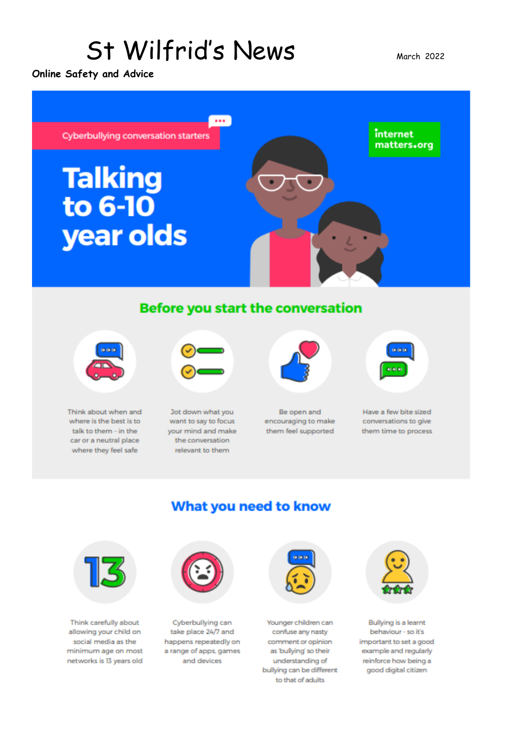# St Wilfrid's News

March 2022

**Online Safety and Advice**

Cyberbullying conversation starters

internet matters.org

## Talking to 6-10 year olds

### Before you start the conversation

- Think about when and where is the best is to talk to them - in the car or a neutral place where they feel safe
- Jot down what you want to say to focus your mind and make the conversation relevant to them
- Be open and encouraging to make them feel supported
- Have a few bite sized conversations to give them time to process

### What you need to know

- Think carefully about allowing your child on social media as the minimum age on most networks is 13 years old
- Cyberbullying can take place 24/7 and happens repeatedly on a range of apps, games and devices
- Younger children can confuse any nasty comment or opinion as 'bullying' so their understanding of bullying can be different to that of adults
- Bullying is a learnt behaviour - so it's important to set a good example and regularly reinforce how being a good digital citizen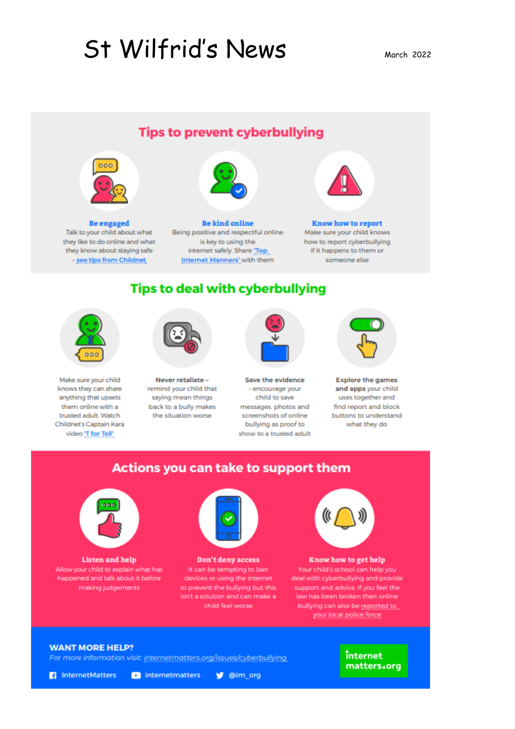# St Wilfrid's News

March 2022

## Tips to prevent cyberbullying

**Be engaged**
Talk to your child about what they like to do online and what they know about staying safe - see tips from Childnet

**Be kind online**
Being positive and respectful online is key to using the internet safely. Share 'Top Internet Manners' with them

**Know how to report**
Make sure your child knows how to report cyberbullying if it happens to them or someone else

## Tips to deal with cyberbullying

Make sure your child knows they can share anything that upsets them online with a trusted adult. Watch Childnet's Captain Kara video 'T for Tell'

**Never retaliate** – remind your child that saying mean things back to a bully makes the situation worse

**Save the evidence** – encourage your child to save messages, photos and screenshots of online bullying as proof to show to a trusted adult

**Explore the games and apps** your child uses together and find report and block buttons to understand what they do

## Actions you can take to support them

**Listen and help**
Allow your child to explain what has happened and talk about it before making judgements

**Don't deny access**
It can be tempting to ban devices or using the internet to prevent the bullying but this isn't a solution and can make a child feel worse

**Know how to get help**
Your child's school can help you deal with cyberbullying and provide support and advice. If you feel the law has been broken then online bullying can also be reported to your local police force

**WANT MORE HELP?**
*For more information visit: internetmatters.org/issues/cyberbullying*

InternetMatters internetmatters @im_org

internet matters.org